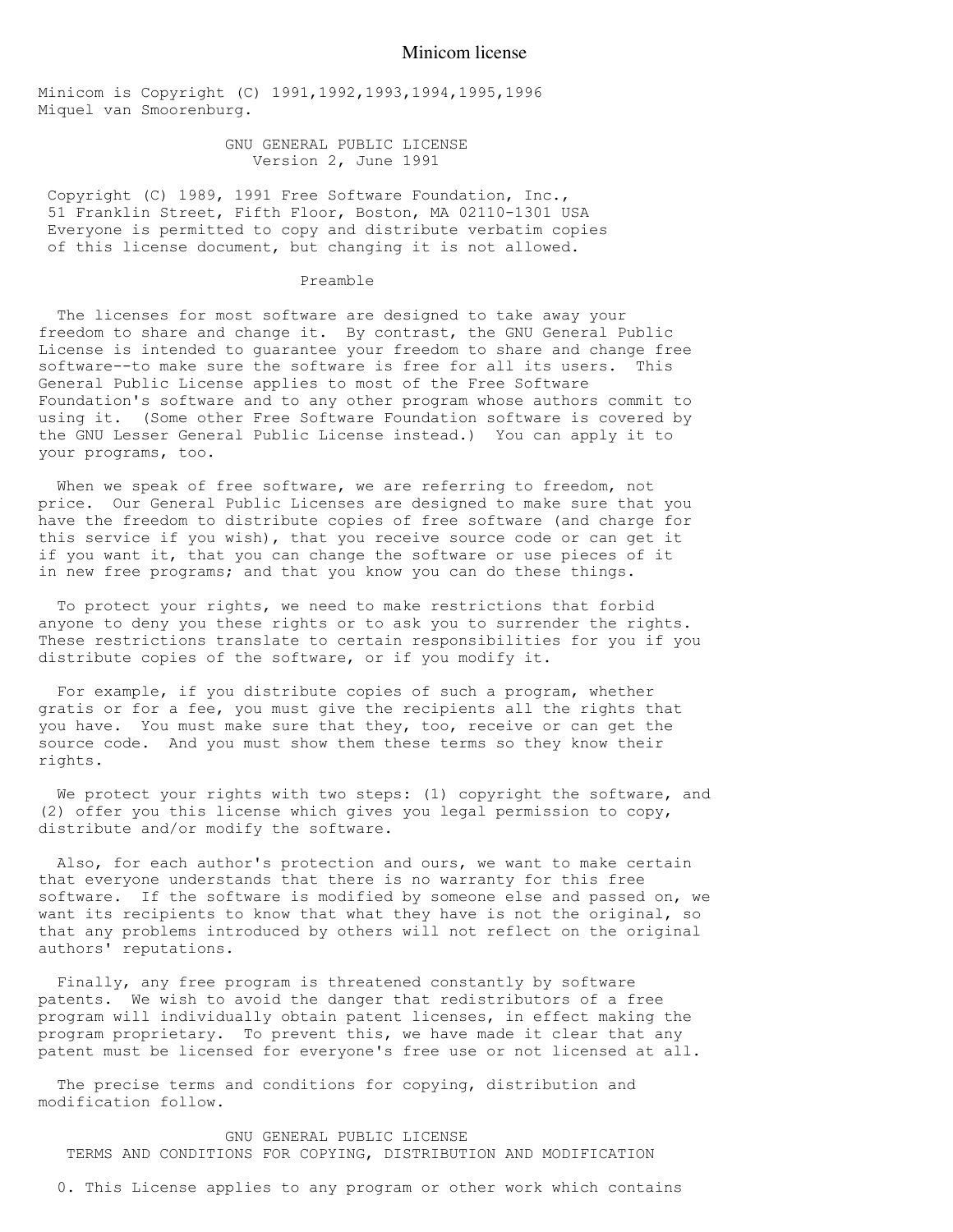# Minicom license

Minicom is Copyright (C) 1991,1992,1993,1994,1995,1996 Miquel van Smoorenburg.

## GNU GENERAL PUBLIC LICENSE
Version 2, June 1991

Copyright (C) 1989, 1991 Free Software Foundation, Inc.,
51 Franklin Street, Fifth Floor, Boston, MA 02110-1301 USA
Everyone is permitted to copy and distribute verbatim copies
of this license document, but changing it is not allowed.

### Preamble

The licenses for most software are designed to take away your freedom to share and change it. By contrast, the GNU General Public License is intended to guarantee your freedom to share and change free software--to make sure the software is free for all its users. This General Public License applies to most of the Free Software Foundation's software and to any other program whose authors commit to using it. (Some other Free Software Foundation software is covered by the GNU Lesser General Public License instead.) You can apply it to your programs, too.

When we speak of free software, we are referring to freedom, not price. Our General Public Licenses are designed to make sure that you have the freedom to distribute copies of free software (and charge for this service if you wish), that you receive source code or can get it if you want it, that you can change the software or use pieces of it in new free programs; and that you know you can do these things.

To protect your rights, we need to make restrictions that forbid anyone to deny you these rights or to ask you to surrender the rights. These restrictions translate to certain responsibilities for you if you distribute copies of the software, or if you modify it.

For example, if you distribute copies of such a program, whether gratis or for a fee, you must give the recipients all the rights that you have. You must make sure that they, too, receive or can get the source code. And you must show them these terms so they know their rights.

We protect your rights with two steps: (1) copyright the software, and (2) offer you this license which gives you legal permission to copy, distribute and/or modify the software.

Also, for each author's protection and ours, we want to make certain that everyone understands that there is no warranty for this free software. If the software is modified by someone else and passed on, we want its recipients to know that what they have is not the original, so that any problems introduced by others will not reflect on the original authors' reputations.

Finally, any free program is threatened constantly by software patents. We wish to avoid the danger that redistributors of a free program will individually obtain patent licenses, in effect making the program proprietary. To prevent this, we have made it clear that any patent must be licensed for everyone's free use or not licensed at all.

The precise terms and conditions for copying, distribution and modification follow.

### GNU GENERAL PUBLIC LICENSE
TERMS AND CONDITIONS FOR COPYING, DISTRIBUTION AND MODIFICATION

0. This License applies to any program or other work which contains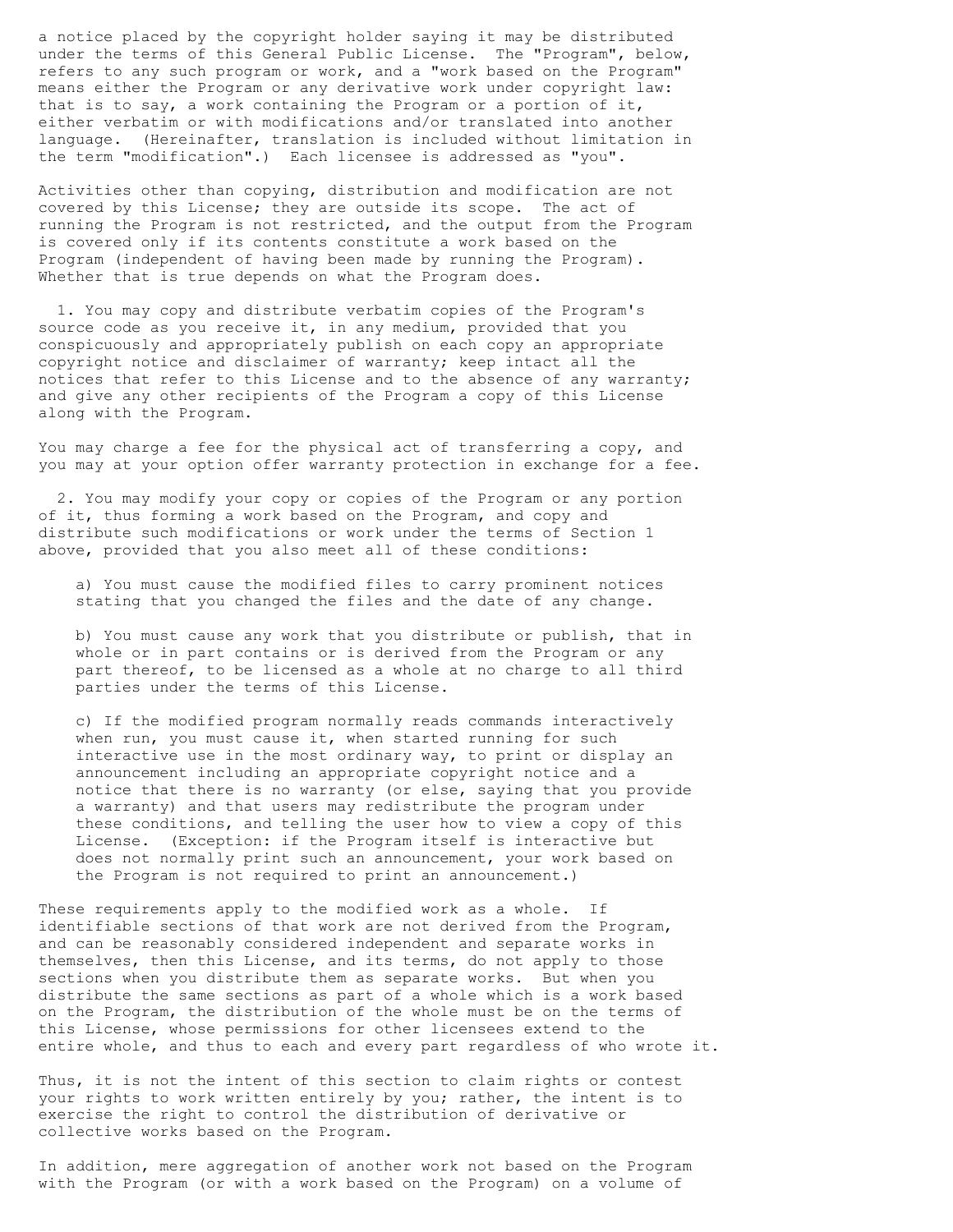a notice placed by the copyright holder saying it may be distributed under the terms of this General Public License. The "Program", below, refers to any such program or work, and a "work based on the Program" means either the Program or any derivative work under copyright law: that is to say, a work containing the Program or a portion of it, either verbatim or with modifications and/or translated into another language. (Hereinafter, translation is included without limitation in the term "modification".) Each licensee is addressed as "you".

Activities other than copying, distribution and modification are not covered by this License; they are outside its scope. The act of running the Program is not restricted, and the output from the Program is covered only if its contents constitute a work based on the Program (independent of having been made by running the Program). Whether that is true depends on what the Program does.

1. You may copy and distribute verbatim copies of the Program's source code as you receive it, in any medium, provided that you conspicuously and appropriately publish on each copy an appropriate copyright notice and disclaimer of warranty; keep intact all the notices that refer to this License and to the absence of any warranty; and give any other recipients of the Program a copy of this License along with the Program.

You may charge a fee for the physical act of transferring a copy, and you may at your option offer warranty protection in exchange for a fee.

2. You may modify your copy or copies of the Program or any portion of it, thus forming a work based on the Program, and copy and distribute such modifications or work under the terms of Section 1 above, provided that you also meet all of these conditions:

a) You must cause the modified files to carry prominent notices stating that you changed the files and the date of any change.

b) You must cause any work that you distribute or publish, that in whole or in part contains or is derived from the Program or any part thereof, to be licensed as a whole at no charge to all third parties under the terms of this License.

c) If the modified program normally reads commands interactively when run, you must cause it, when started running for such interactive use in the most ordinary way, to print or display an announcement including an appropriate copyright notice and a notice that there is no warranty (or else, saying that you provide a warranty) and that users may redistribute the program under these conditions, and telling the user how to view a copy of this License. (Exception: if the Program itself is interactive but does not normally print such an announcement, your work based on the Program is not required to print an announcement.)

These requirements apply to the modified work as a whole. If identifiable sections of that work are not derived from the Program, and can be reasonably considered independent and separate works in themselves, then this License, and its terms, do not apply to those sections when you distribute them as separate works. But when you distribute the same sections as part of a whole which is a work based on the Program, the distribution of the whole must be on the terms of this License, whose permissions for other licensees extend to the entire whole, and thus to each and every part regardless of who wrote it.

Thus, it is not the intent of this section to claim rights or contest your rights to work written entirely by you; rather, the intent is to exercise the right to control the distribution of derivative or collective works based on the Program.

In addition, mere aggregation of another work not based on the Program with the Program (or with a work based on the Program) on a volume of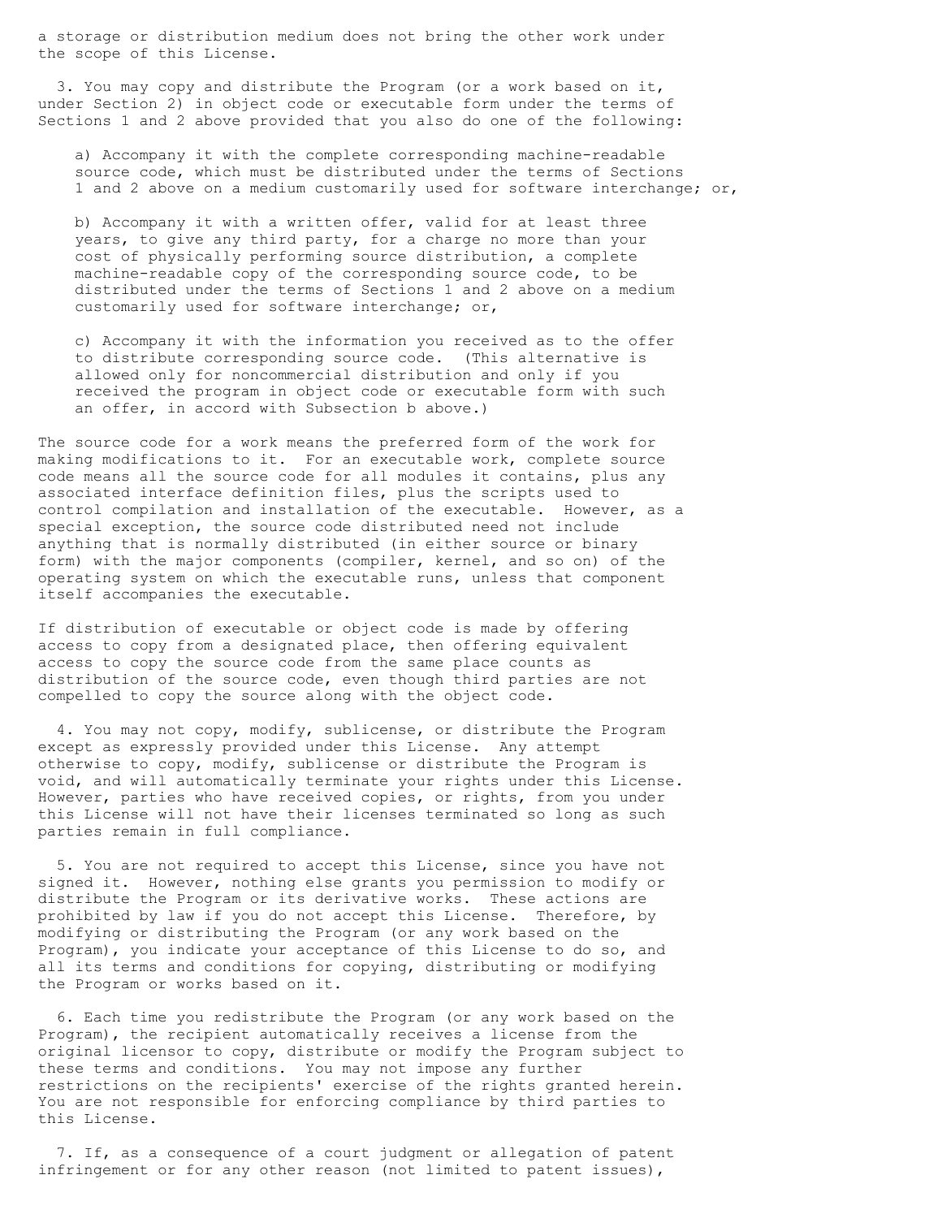a storage or distribution medium does not bring the other work under the scope of this License.

3. You may copy and distribute the Program (or a work based on it, under Section 2) in object code or executable form under the terms of Sections 1 and 2 above provided that you also do one of the following:

a) Accompany it with the complete corresponding machine-readable source code, which must be distributed under the terms of Sections 1 and 2 above on a medium customarily used for software interchange; or,

b) Accompany it with a written offer, valid for at least three years, to give any third party, for a charge no more than your cost of physically performing source distribution, a complete machine-readable copy of the corresponding source code, to be distributed under the terms of Sections 1 and 2 above on a medium customarily used for software interchange; or,

c) Accompany it with the information you received as to the offer to distribute corresponding source code. (This alternative is allowed only for noncommercial distribution and only if you received the program in object code or executable form with such an offer, in accord with Subsection b above.)

The source code for a work means the preferred form of the work for making modifications to it. For an executable work, complete source code means all the source code for all modules it contains, plus any associated interface definition files, plus the scripts used to control compilation and installation of the executable. However, as a special exception, the source code distributed need not include anything that is normally distributed (in either source or binary form) with the major components (compiler, kernel, and so on) of the operating system on which the executable runs, unless that component itself accompanies the executable.

If distribution of executable or object code is made by offering access to copy from a designated place, then offering equivalent access to copy the source code from the same place counts as distribution of the source code, even though third parties are not compelled to copy the source along with the object code.

4. You may not copy, modify, sublicense, or distribute the Program except as expressly provided under this License. Any attempt otherwise to copy, modify, sublicense or distribute the Program is void, and will automatically terminate your rights under this License. However, parties who have received copies, or rights, from you under this License will not have their licenses terminated so long as such parties remain in full compliance.

5. You are not required to accept this License, since you have not signed it. However, nothing else grants you permission to modify or distribute the Program or its derivative works. These actions are prohibited by law if you do not accept this License. Therefore, by modifying or distributing the Program (or any work based on the Program), you indicate your acceptance of this License to do so, and all its terms and conditions for copying, distributing or modifying the Program or works based on it.

6. Each time you redistribute the Program (or any work based on the Program), the recipient automatically receives a license from the original licensor to copy, distribute or modify the Program subject to these terms and conditions. You may not impose any further restrictions on the recipients' exercise of the rights granted herein. You are not responsible for enforcing compliance by third parties to this License.

7. If, as a consequence of a court judgment or allegation of patent infringement or for any other reason (not limited to patent issues),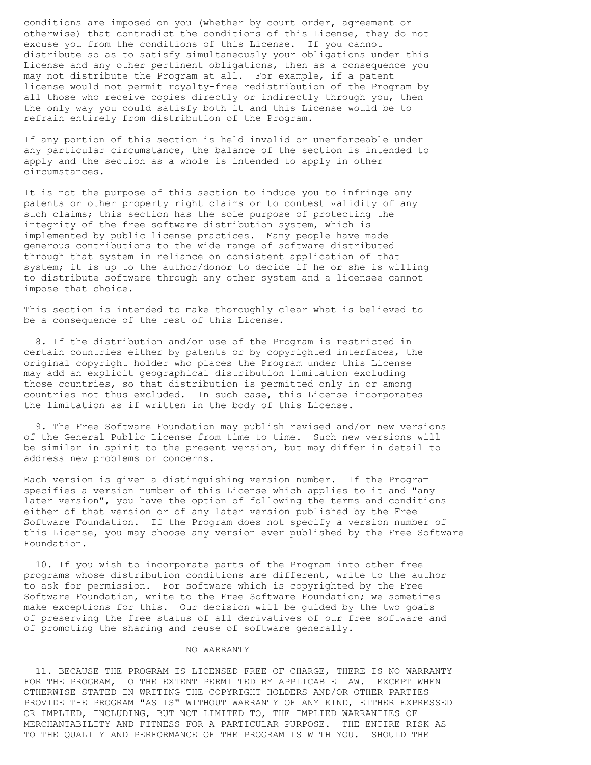conditions are imposed on you (whether by court order, agreement or otherwise) that contradict the conditions of this License, they do not excuse you from the conditions of this License. If you cannot distribute so as to satisfy simultaneously your obligations under this License and any other pertinent obligations, then as a consequence you may not distribute the Program at all. For example, if a patent license would not permit royalty-free redistribution of the Program by all those who receive copies directly or indirectly through you, then the only way you could satisfy both it and this License would be to refrain entirely from distribution of the Program.

If any portion of this section is held invalid or unenforceable under any particular circumstance, the balance of the section is intended to apply and the section as a whole is intended to apply in other circumstances.

It is not the purpose of this section to induce you to infringe any patents or other property right claims or to contest validity of any such claims; this section has the sole purpose of protecting the integrity of the free software distribution system, which is implemented by public license practices. Many people have made generous contributions to the wide range of software distributed through that system in reliance on consistent application of that system; it is up to the author/donor to decide if he or she is willing to distribute software through any other system and a licensee cannot impose that choice.

This section is intended to make thoroughly clear what is believed to be a consequence of the rest of this License.

8. If the distribution and/or use of the Program is restricted in certain countries either by patents or by copyrighted interfaces, the original copyright holder who places the Program under this License may add an explicit geographical distribution limitation excluding those countries, so that distribution is permitted only in or among countries not thus excluded. In such case, this License incorporates the limitation as if written in the body of this License.

9. The Free Software Foundation may publish revised and/or new versions of the General Public License from time to time. Such new versions will be similar in spirit to the present version, but may differ in detail to address new problems or concerns.

Each version is given a distinguishing version number. If the Program specifies a version number of this License which applies to it and "any later version", you have the option of following the terms and conditions either of that version or of any later version published by the Free Software Foundation. If the Program does not specify a version number of this License, you may choose any version ever published by the Free Software Foundation.

10. If you wish to incorporate parts of the Program into other free programs whose distribution conditions are different, write to the author to ask for permission. For software which is copyrighted by the Free Software Foundation, write to the Free Software Foundation; we sometimes make exceptions for this. Our decision will be guided by the two goals of preserving the free status of all derivatives of our free software and of promoting the sharing and reuse of software generally.

## NO WARRANTY

11. BECAUSE THE PROGRAM IS LICENSED FREE OF CHARGE, THERE IS NO WARRANTY FOR THE PROGRAM, TO THE EXTENT PERMITTED BY APPLICABLE LAW. EXCEPT WHEN OTHERWISE STATED IN WRITING THE COPYRIGHT HOLDERS AND/OR OTHER PARTIES PROVIDE THE PROGRAM "AS IS" WITHOUT WARRANTY OF ANY KIND, EITHER EXPRESSED OR IMPLIED, INCLUDING, BUT NOT LIMITED TO, THE IMPLIED WARRANTIES OF MERCHANTABILITY AND FITNESS FOR A PARTICULAR PURPOSE. THE ENTIRE RISK AS TO THE QUALITY AND PERFORMANCE OF THE PROGRAM IS WITH YOU. SHOULD THE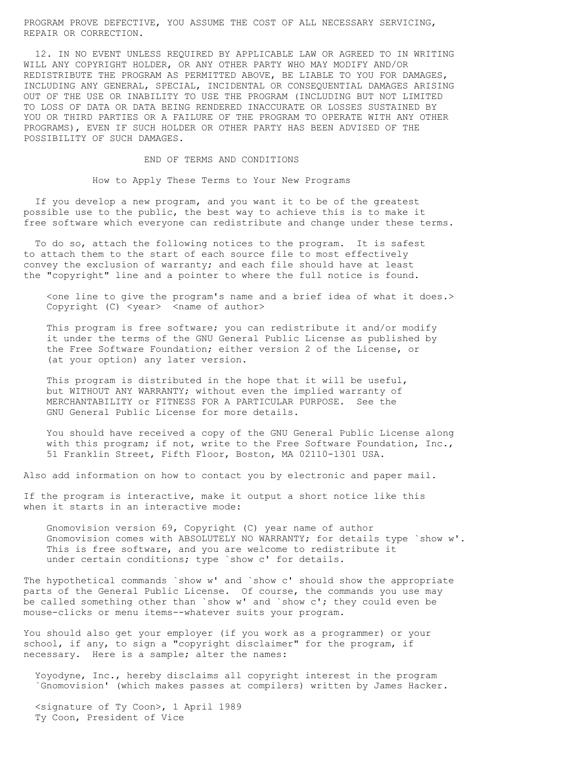PROGRAM PROVE DEFECTIVE, YOU ASSUME THE COST OF ALL NECESSARY SERVICING, REPAIR OR CORRECTION.

12. IN NO EVENT UNLESS REQUIRED BY APPLICABLE LAW OR AGREED TO IN WRITING WILL ANY COPYRIGHT HOLDER, OR ANY OTHER PARTY WHO MAY MODIFY AND/OR REDISTRIBUTE THE PROGRAM AS PERMITTED ABOVE, BE LIABLE TO YOU FOR DAMAGES, INCLUDING ANY GENERAL, SPECIAL, INCIDENTAL OR CONSEQUENTIAL DAMAGES ARISING OUT OF THE USE OR INABILITY TO USE THE PROGRAM (INCLUDING BUT NOT LIMITED TO LOSS OF DATA OR DATA BEING RENDERED INACCURATE OR LOSSES SUSTAINED BY YOU OR THIRD PARTIES OR A FAILURE OF THE PROGRAM TO OPERATE WITH ANY OTHER PROGRAMS), EVEN IF SUCH HOLDER OR OTHER PARTY HAS BEEN ADVISED OF THE POSSIBILITY OF SUCH DAMAGES.

END OF TERMS AND CONDITIONS

## How to Apply These Terms to Your New Programs

If you develop a new program, and you want it to be of the greatest possible use to the public, the best way to achieve this is to make it free software which everyone can redistribute and change under these terms.

To do so, attach the following notices to the program. It is safest to attach them to the start of each source file to most effectively convey the exclusion of warranty; and each file should have at least the "copyright" line and a pointer to where the full notice is found.

```
<one line to give the program's name and a brief idea of what it does.>
Copyright (C) <year>  <name of author>

This program is free software; you can redistribute it and/or modify
it under the terms of the GNU General Public License as published by
the Free Software Foundation; either version 2 of the License, or
(at your option) any later version.

This program is distributed in the hope that it will be useful,
but WITHOUT ANY WARRANTY; without even the implied warranty of
MERCHANTABILITY or FITNESS FOR A PARTICULAR PURPOSE.  See the
GNU General Public License for more details.

You should have received a copy of the GNU General Public License along
with this program; if not, write to the Free Software Foundation, Inc.,
51 Franklin Street, Fifth Floor, Boston, MA 02110-1301 USA.
```

Also add information on how to contact you by electronic and paper mail.

If the program is interactive, make it output a short notice like this when it starts in an interactive mode:

```
Gnomovision version 69, Copyright (C) year name of author
Gnomovision comes with ABSOLUTELY NO WARRANTY; for details type `show w'.
This is free software, and you are welcome to redistribute it
under certain conditions; type `show c' for details.
```

The hypothetical commands `show w' and `show c' should show the appropriate parts of the General Public License. Of course, the commands you use may be called something other than `show w' and `show c'; they could even be mouse-clicks or menu items--whatever suits your program.

You should also get your employer (if you work as a programmer) or your school, if any, to sign a "copyright disclaimer" for the program, if necessary. Here is a sample; alter the names:

```
Yoyodyne, Inc., hereby disclaims all copyright interest in the program
`Gnomovision' (which makes passes at compilers) written by James Hacker.

<signature of Ty Coon>, 1 April 1989
Ty Coon, President of Vice
```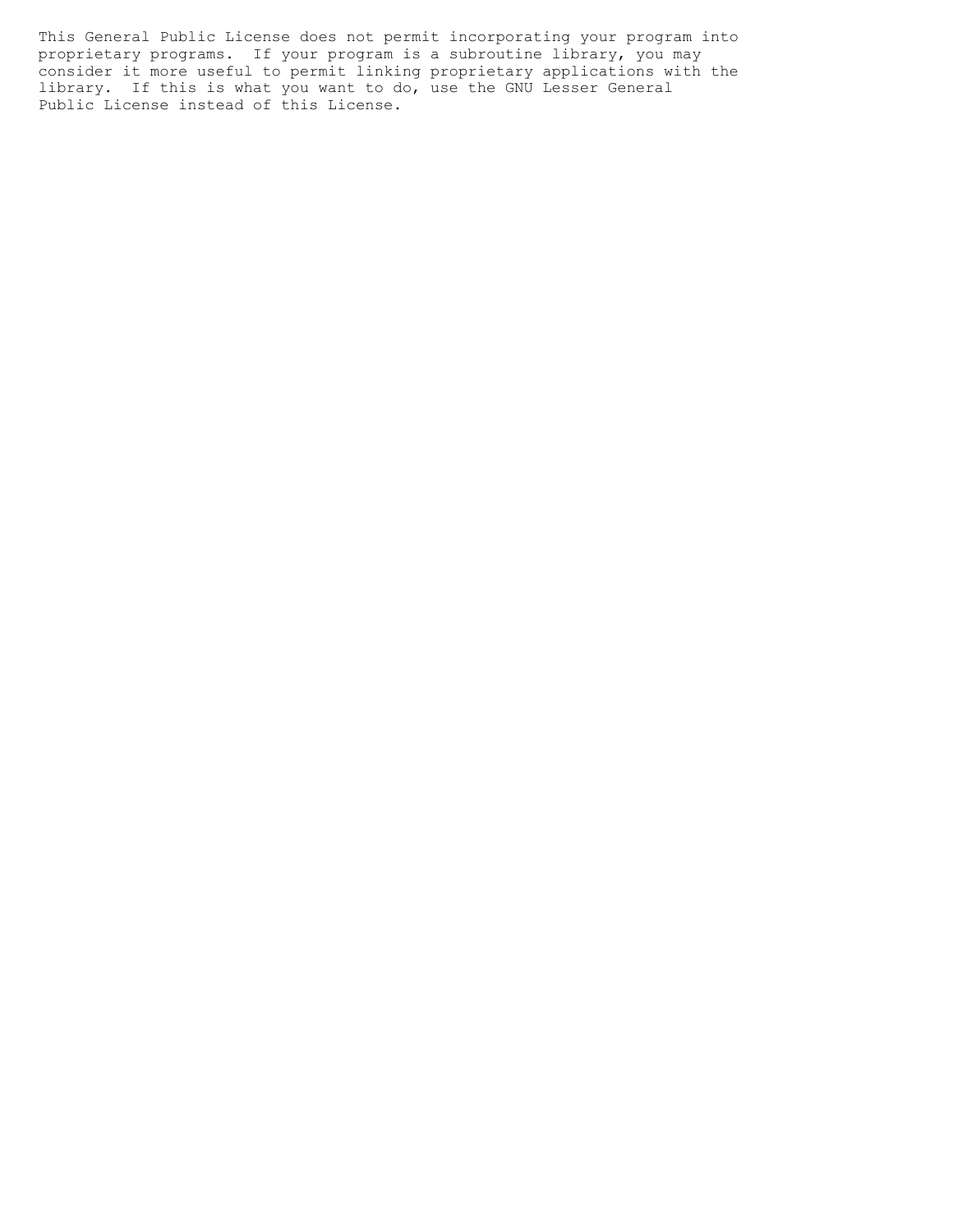This General Public License does not permit incorporating your program into proprietary programs. If your program is a subroutine library, you may consider it more useful to permit linking proprietary applications with the library. If this is what you want to do, use the GNU Lesser General Public License instead of this License.